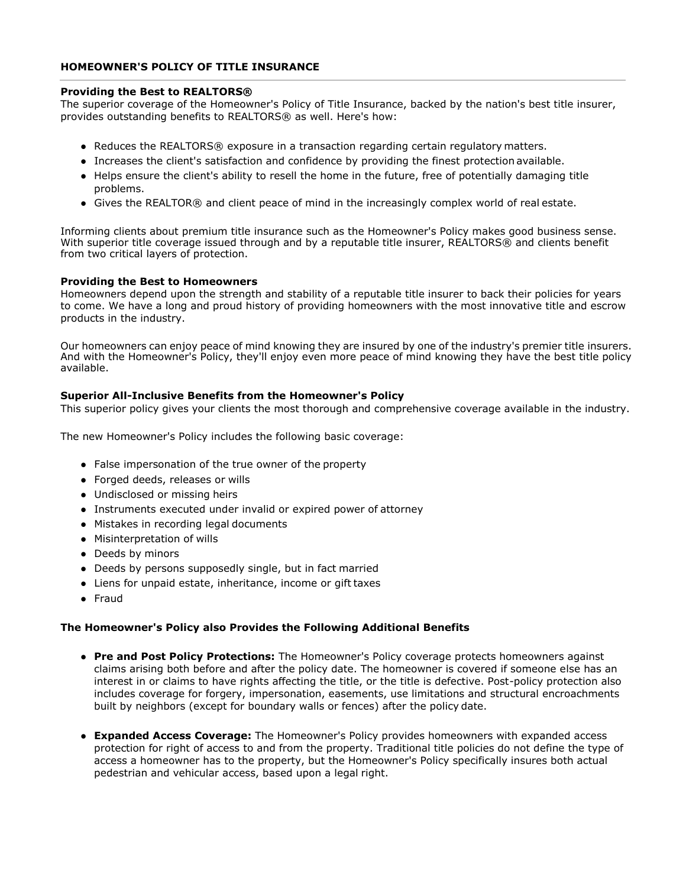# HOMEOWNER'S POLICY OF TITLE INSURANCE

### Providing the Best to REALTORS®

The superior coverage of the Homeowner's Policy of Title Insurance, backed by the nation's best title insurer, provides outstanding benefits to REALTORS® as well. Here's how:

- Reduces the REALTORS® exposure in a transaction regarding certain regulatory matters.
- Increases the client's satisfaction and confidence by providing the finest protection available.
- Helps ensure the client's ability to resell the home in the future, free of potentially damaging title problems.
- Gives the REALTOR® and client peace of mind in the increasingly complex world of real estate.

Informing clients about premium title insurance such as the Homeowner's Policy makes good business sense. With superior title coverage issued through and by a reputable title insurer, REALTORS® and clients benefit from two critical layers of protection.

### Providing the Best to Homeowners

Homeowners depend upon the strength and stability of a reputable title insurer to back their policies for years to come. We have a long and proud history of providing homeowners with the most innovative title and escrow products in the industry.

Our homeowners can enjoy peace of mind knowing they are insured by one of the industry's premier title insurers. And with the Homeowner's Policy, they'll enjoy even more peace of mind knowing they have the best title policy available.

### Superior All-Inclusive Benefits from the Homeowner's Policy

This superior policy gives your clients the most thorough and comprehensive coverage available in the industry.

The new Homeowner's Policy includes the following basic coverage:

- False impersonation of the true owner of the property
- Forged deeds, releases or wills
- Undisclosed or missing heirs
- Instruments executed under invalid or expired power of attorney
- Mistakes in recording legal documents
- Misinterpretation of wills
- Deeds by minors
- Deeds by persons supposedly single, but in fact married
- Liens for unpaid estate, inheritance, income or gift taxes
- Fraud

### The Homeowner's Policy also Provides the Following Additional Benefits

- **Pre and Post Policy Protections:** The Homeowner's Policy coverage protects homeowners against claims arising both before and after the policy date. The homeowner is covered if someone else has an interest in or claims to have rights affecting the title, or the title is defective. Post-policy protection also includes coverage for forgery, impersonation, easements, use limitations and structural encroachments built by neighbors (except for boundary walls or fences) after the policy date.

- **Expanded Access Coverage:** The Homeowner's Policy provides homeowners with expanded access protection for right of access to and from the property. Traditional title policies do not define the type of access a homeowner has to the property, but the Homeowner's Policy specifically insures both actual pedestrian and vehicular access, based upon a legal right.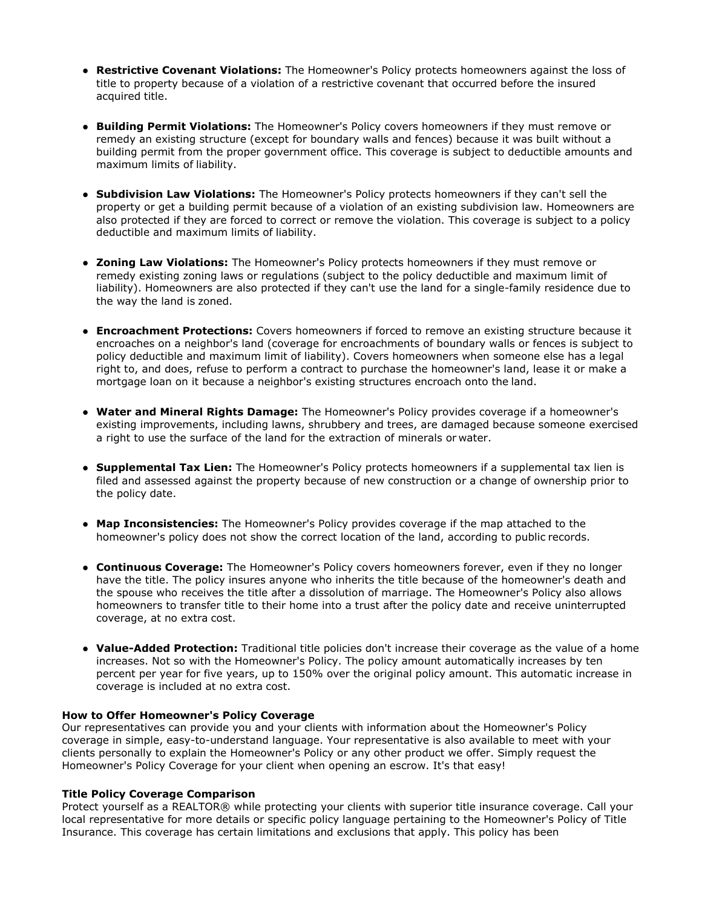- **Restrictive Covenant Violations:** The Homeowner's Policy protects homeowners against the loss of title to property because of a violation of a restrictive covenant that occurred before the insured acquired title.

- **Building Permit Violations:** The Homeowner's Policy covers homeowners if they must remove or remedy an existing structure (except for boundary walls and fences) because it was built without a building permit from the proper government office. This coverage is subject to deductible amounts and maximum limits of liability.

- **Subdivision Law Violations:** The Homeowner's Policy protects homeowners if they can't sell the property or get a building permit because of a violation of an existing subdivision law. Homeowners are also protected if they are forced to correct or remove the violation. This coverage is subject to a policy deductible and maximum limits of liability.

- **Zoning Law Violations:** The Homeowner's Policy protects homeowners if they must remove or remedy existing zoning laws or regulations (subject to the policy deductible and maximum limit of liability). Homeowners are also protected if they can't use the land for a single-family residence due to the way the land is zoned.

- **Encroachment Protections:** Covers homeowners if forced to remove an existing structure because it encroaches on a neighbor's land (coverage for encroachments of boundary walls or fences is subject to policy deductible and maximum limit of liability). Covers homeowners when someone else has a legal right to, and does, refuse to perform a contract to purchase the homeowner's land, lease it or make a mortgage loan on it because a neighbor's existing structures encroach onto the land.

- **Water and Mineral Rights Damage:** The Homeowner's Policy provides coverage if a homeowner's existing improvements, including lawns, shrubbery and trees, are damaged because someone exercised a right to use the surface of the land for the extraction of minerals or water.

- **Supplemental Tax Lien:** The Homeowner's Policy protects homeowners if a supplemental tax lien is filed and assessed against the property because of new construction or a change of ownership prior to the policy date.

- **Map Inconsistencies:** The Homeowner's Policy provides coverage if the map attached to the homeowner's policy does not show the correct location of the land, according to public records.

- **Continuous Coverage:** The Homeowner's Policy covers homeowners forever, even if they no longer have the title. The policy insures anyone who inherits the title because of the homeowner's death and the spouse who receives the title after a dissolution of marriage. The Homeowner's Policy also allows homeowners to transfer title to their home into a trust after the policy date and receive uninterrupted coverage, at no extra cost.

- **Value-Added Protection:** Traditional title policies don't increase their coverage as the value of a home increases. Not so with the Homeowner's Policy. The policy amount automatically increases by ten percent per year for five years, up to 150% over the original policy amount. This automatic increase in coverage is included at no extra cost.

**How to Offer Homeowner's Policy Coverage**
Our representatives can provide you and your clients with information about the Homeowner's Policy coverage in simple, easy-to-understand language. Your representative is also available to meet with your clients personally to explain the Homeowner's Policy or any other product we offer. Simply request the Homeowner's Policy Coverage for your client when opening an escrow. It's that easy!

**Title Policy Coverage Comparison**
Protect yourself as a REALTOR® while protecting your clients with superior title insurance coverage. Call your local representative for more details or specific policy language pertaining to the Homeowner's Policy of Title Insurance. This coverage has certain limitations and exclusions that apply. This policy has been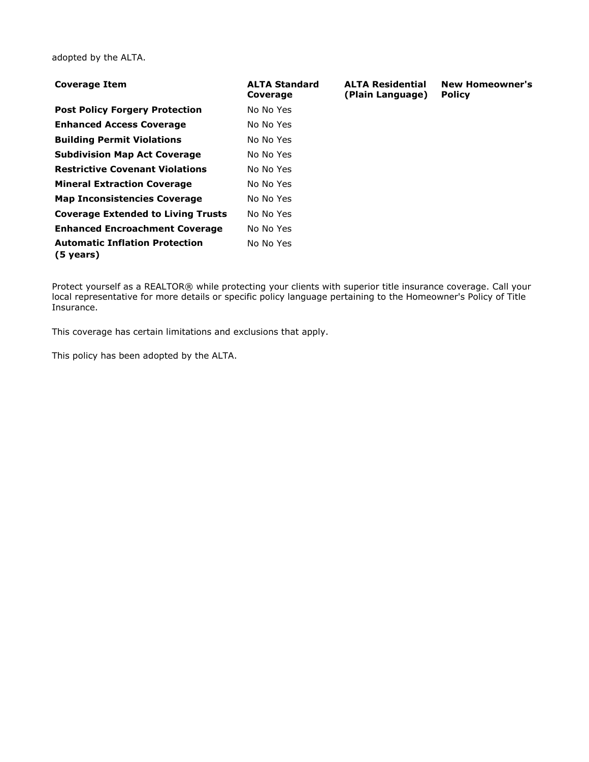adopted by the ALTA.

| Coverage Item | ALTA Standard Coverage | ALTA Residential (Plain Language) | New Homeowner's Policy |
|---|---|---|---|
| **Post Policy Forgery Protection** | No | No | Yes |
| **Enhanced Access Coverage** | No | No | Yes |
| **Building Permit Violations** | No | No | Yes |
| **Subdivision Map Act Coverage** | No | No | Yes |
| **Restrictive Covenant Violations** | No | No | Yes |
| **Mineral Extraction Coverage** | No | No | Yes |
| **Map Inconsistencies Coverage** | No | No | Yes |
| **Coverage Extended to Living Trusts** | No | No | Yes |
| **Enhanced Encroachment Coverage** | No | No | Yes |
| **Automatic Inflation Protection (5 years)** | No | No | Yes |

Protect yourself as a REALTOR® while protecting your clients with superior title insurance coverage. Call your local representative for more details or specific policy language pertaining to the Homeowner's Policy of Title Insurance.

This coverage has certain limitations and exclusions that apply.

This policy has been adopted by the ALTA.